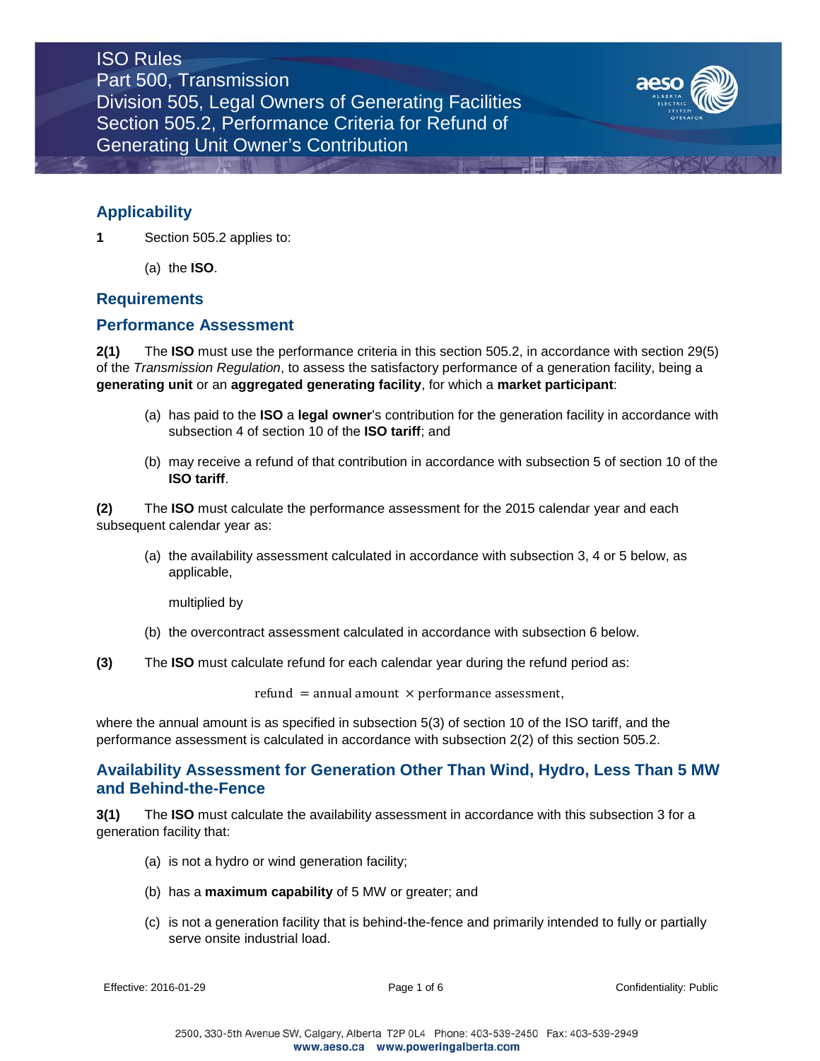# ISO Rules
## Part 500, Transmission
## Division 505, Legal Owners of Generating Facilities
## Section 505.2, Performance Criteria for Refund of Generating Unit Owner's Contribution

## Applicability

**1** Section 505.2 applies to:

(a) the **ISO**.

## Requirements

## Performance Assessment

**2(1)** The **ISO** must use the performance criteria in this section 505.2, in accordance with section 29(5) of the *Transmission Regulation*, to assess the satisfactory performance of a generation facility, being a **generating unit** or an **aggregated generating facility**, for which a **market participant**:

(a) has paid to the **ISO** a **legal owner**'s contribution for the generation facility in accordance with subsection 4 of section 10 of the **ISO tariff**; and

(b) may receive a refund of that contribution in accordance with subsection 5 of section 10 of the **ISO tariff**.

**(2)** The **ISO** must calculate the performance assessment for the 2015 calendar year and each subsequent calendar year as:

(a) the availability assessment calculated in accordance with subsection 3, 4 or 5 below, as applicable,

multiplied by

(b) the overcontract assessment calculated in accordance with subsection 6 below.

**(3)** The **ISO** must calculate refund for each calendar year during the refund period as:

$$\text{refund } = \text{annual amount } \times \text{performance assessment},$$

where the annual amount is as specified in subsection 5(3) of section 10 of the ISO tariff, and the performance assessment is calculated in accordance with subsection 2(2) of this section 505.2.

## Availability Assessment for Generation Other Than Wind, Hydro, Less Than 5 MW and Behind-the-Fence

**3(1)** The **ISO** must calculate the availability assessment in accordance with this subsection 3 for a generation facility that:

(a) is not a hydro or wind generation facility;

(b) has a **maximum capability** of 5 MW or greater; and

(c) is not a generation facility that is behind-the-fence and primarily intended to fully or partially serve onsite industrial load.

Effective: 2016-01-29

Confidentiality: Public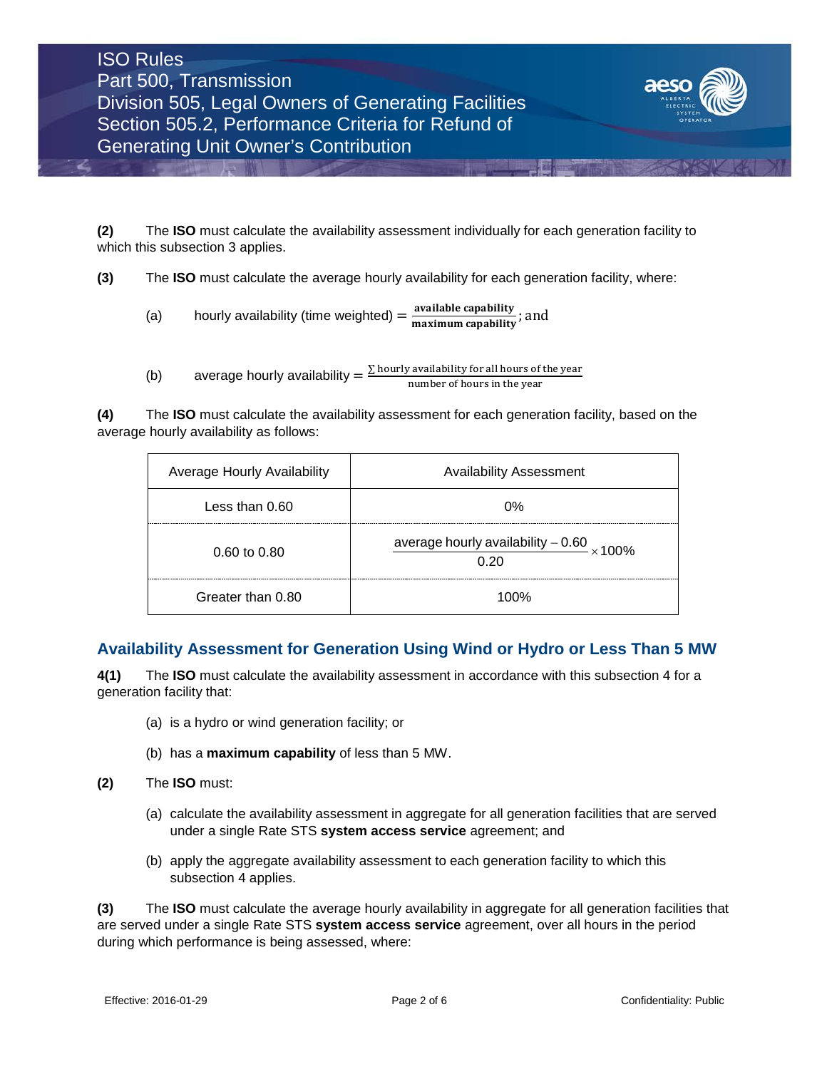**(2)** The **ISO** must calculate the availability assessment individually for each generation facility to which this subsection 3 applies.

**(3)** The **ISO** must calculate the average hourly availability for each generation facility, where:

(a) hourly availability (time weighted) $= \frac{\textbf{available capability}}{\textbf{maximum capability}}$; and

(b) average hourly availability $= \frac{\sum \text{hourly availability for all hours of the year}}{\text{number of hours in the year}}$

**(4)** The **ISO** must calculate the availability assessment for each generation facility, based on the average hourly availability as follows:

| Average Hourly Availability | Availability Assessment |
| --- | --- |
| Less than 0.60 | 0% |
| 0.60 to 0.80 | $\frac{\text{average hourly availability} - 0.60}{0.20} \times 100\%$ |
| Greater than 0.80 | 100% |

## Availability Assessment for Generation Using Wind or Hydro or Less Than 5 MW

**4(1)** The **ISO** must calculate the availability assessment in accordance with this subsection 4 for a generation facility that:

(a) is a hydro or wind generation facility; or

(b) has a **maximum capability** of less than 5 MW.

**(2)** The **ISO** must:

(a) calculate the availability assessment in aggregate for all generation facilities that are served under a single Rate STS **system access service** agreement; and

(b) apply the aggregate availability assessment to each generation facility to which this subsection 4 applies.

**(3)** The **ISO** must calculate the average hourly availability in aggregate for all generation facilities that are served under a single Rate STS **system access service** agreement, over all hours in the period during which performance is being assessed, where: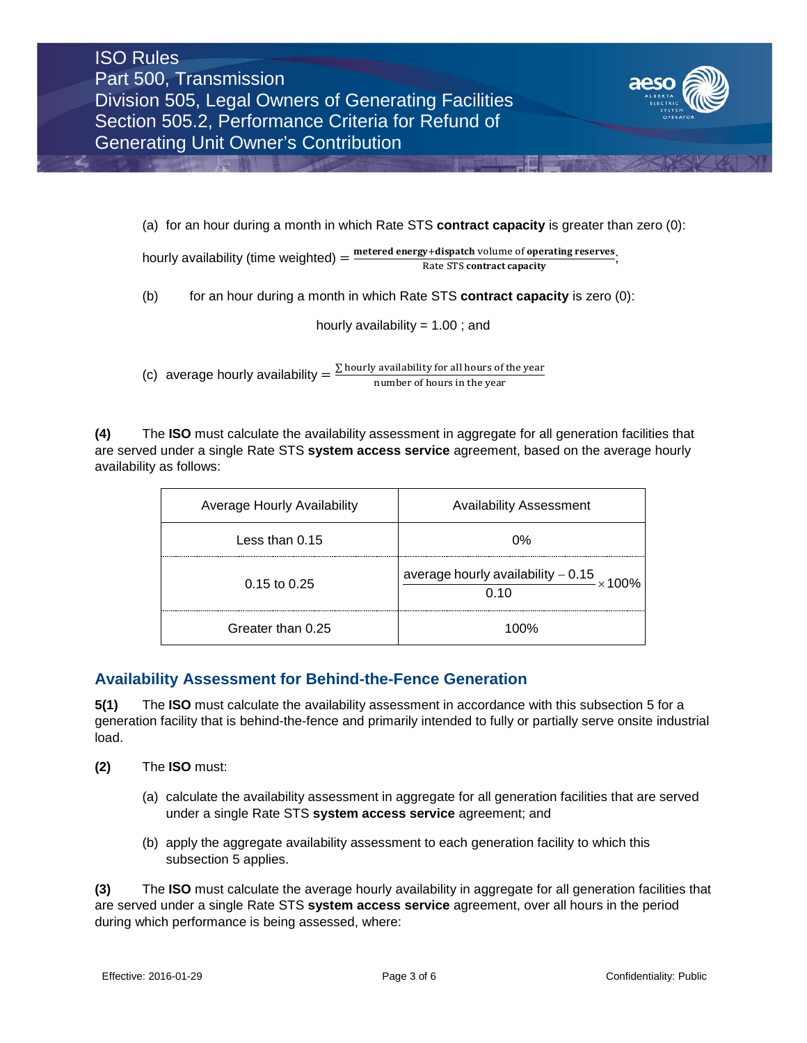(a) for an hour during a month in which Rate STS **contract capacity** is greater than zero (0):

hourly availability (time weighted) $= \frac{\textbf{metered energy} + \textbf{dispatch} \text{ volume of } \textbf{operating reserves}}{\text{Rate STS } \textbf{contract capacity}}$;

(b) for an hour during a month in which Rate STS **contract capacity** is zero (0):

hourly availability = 1.00 ; and

(c) average hourly availability $= \frac{\sum \text{hourly availability for all hours of the year}}{\text{number of hours in the year}}$

**(4)** The **ISO** must calculate the availability assessment in aggregate for all generation facilities that are served under a single Rate STS **system access service** agreement, based on the average hourly availability as follows:

| Average Hourly Availability | Availability Assessment |
|---|---|
| Less than 0.15 | 0% |
| 0.15 to 0.25 | $\frac{\text{average hourly availability} - 0.15}{0.10} \times 100\%$ |
| Greater than 0.25 | 100% |

## Availability Assessment for Behind-the-Fence Generation

**5(1)** The **ISO** must calculate the availability assessment in accordance with this subsection 5 for a generation facility that is behind-the-fence and primarily intended to fully or partially serve onsite industrial load.

**(2)** The **ISO** must:

(a) calculate the availability assessment in aggregate for all generation facilities that are served under a single Rate STS **system access service** agreement; and

(b) apply the aggregate availability assessment to each generation facility to which this subsection 5 applies.

**(3)** The **ISO** must calculate the average hourly availability in aggregate for all generation facilities that are served under a single Rate STS **system access service** agreement, over all hours in the period during which performance is being assessed, where: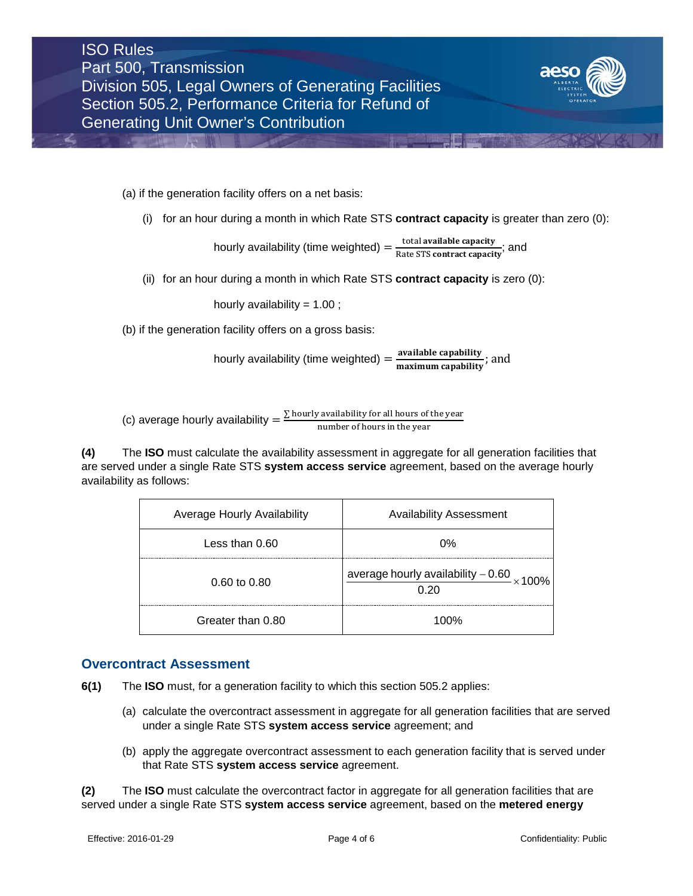(a) if the generation facility offers on a net basis:

(i) for an hour during a month in which Rate STS **contract capacity** is greater than zero (0):

$$\text{hourly availability (time weighted)} = \frac{\text{total } \textbf{available capacity}}{\text{Rate STS } \textbf{contract capacity}}\text{; and}$$

(ii) for an hour during a month in which Rate STS **contract capacity** is zero (0):

hourly availability = 1.00 ;

(b) if the generation facility offers on a gross basis:

$$\text{hourly availability (time weighted)} = \frac{\textbf{available capability}}{\textbf{maximum capability}}\text{; and}$$

(c) $\text{average hourly availability} = \dfrac{\sum \text{hourly availability for all hours of the year}}{\text{number of hours in the year}}$

**(4)** The **ISO** must calculate the availability assessment in aggregate for all generation facilities that are served under a single Rate STS **system access service** agreement, based on the average hourly availability as follows:

| Average Hourly Availability | Availability Assessment |
|---|---|
| Less than 0.60 | 0% |
| 0.60 to 0.80 | $\dfrac{\text{average hourly availability} - 0.60}{0.20} \times 100\%$ |
| Greater than 0.80 | 100% |

## Overcontract Assessment

**6(1)** The **ISO** must, for a generation facility to which this section 505.2 applies:

(a) calculate the overcontract assessment in aggregate for all generation facilities that are served under a single Rate STS **system access service** agreement; and

(b) apply the aggregate overcontract assessment to each generation facility that is served under that Rate STS **system access service** agreement.

**(2)** The **ISO** must calculate the overcontract factor in aggregate for all generation facilities that are served under a single Rate STS **system access service** agreement, based on the **metered energy**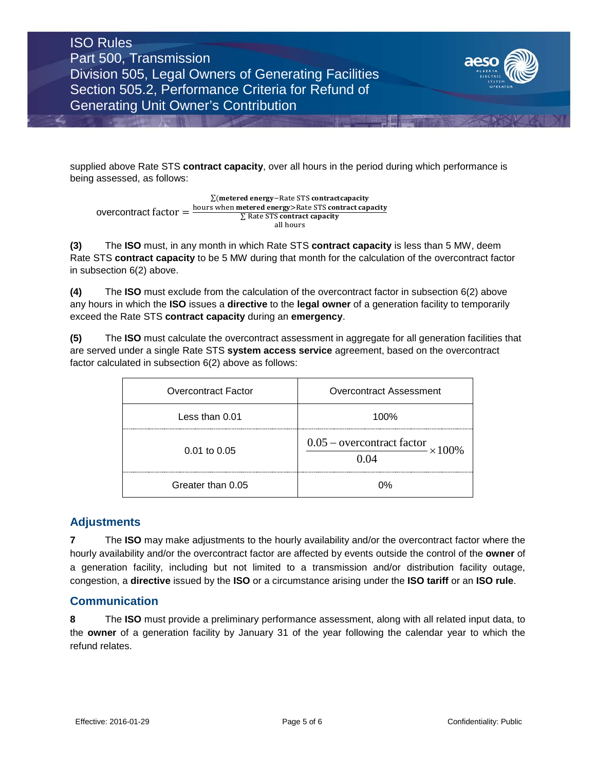supplied above Rate STS **contract capacity**, over all hours in the period during which performance is being assessed, as follows:

$$\text{overcontract factor} = \frac{\underset{\text{hours when } \textbf{metered energy} > \text{Rate STS } \textbf{contract capacity}}{\sum(\textbf{metered energy} - \text{Rate STS } \textbf{contract capacity})}}{\underset{\text{all hours}}{\sum \text{Rate STS } \textbf{contract capacity}}}$$

**(3)** The **ISO** must, in any month in which Rate STS **contract capacity** is less than 5 MW, deem Rate STS **contract capacity** to be 5 MW during that month for the calculation of the overcontract factor in subsection 6(2) above.

**(4)** The **ISO** must exclude from the calculation of the overcontract factor in subsection 6(2) above any hours in which the **ISO** issues a **directive** to the **legal owner** of a generation facility to temporarily exceed the Rate STS **contract capacity** during an **emergency**.

**(5)** The **ISO** must calculate the overcontract assessment in aggregate for all generation facilities that are served under a single Rate STS **system access service** agreement, based on the overcontract factor calculated in subsection 6(2) above as follows:

| Overcontract Factor | Overcontract Assessment |
|---|---|
| Less than 0.01 | 100% |
| 0.01 to 0.05 | $\frac{0.05 - \text{overcontract factor}}{0.04} \times 100\%$ |
| Greater than 0.05 | 0% |

## Adjustments

**7** The **ISO** may make adjustments to the hourly availability and/or the overcontract factor where the hourly availability and/or the overcontract factor are affected by events outside the control of the **owner** of a generation facility, including but not limited to a transmission and/or distribution facility outage, congestion, a **directive** issued by the **ISO** or a circumstance arising under the **ISO tariff** or an **ISO rule**.

## Communication

**8** The **ISO** must provide a preliminary performance assessment, along with all related input data, to the **owner** of a generation facility by January 31 of the year following the calendar year to which the refund relates.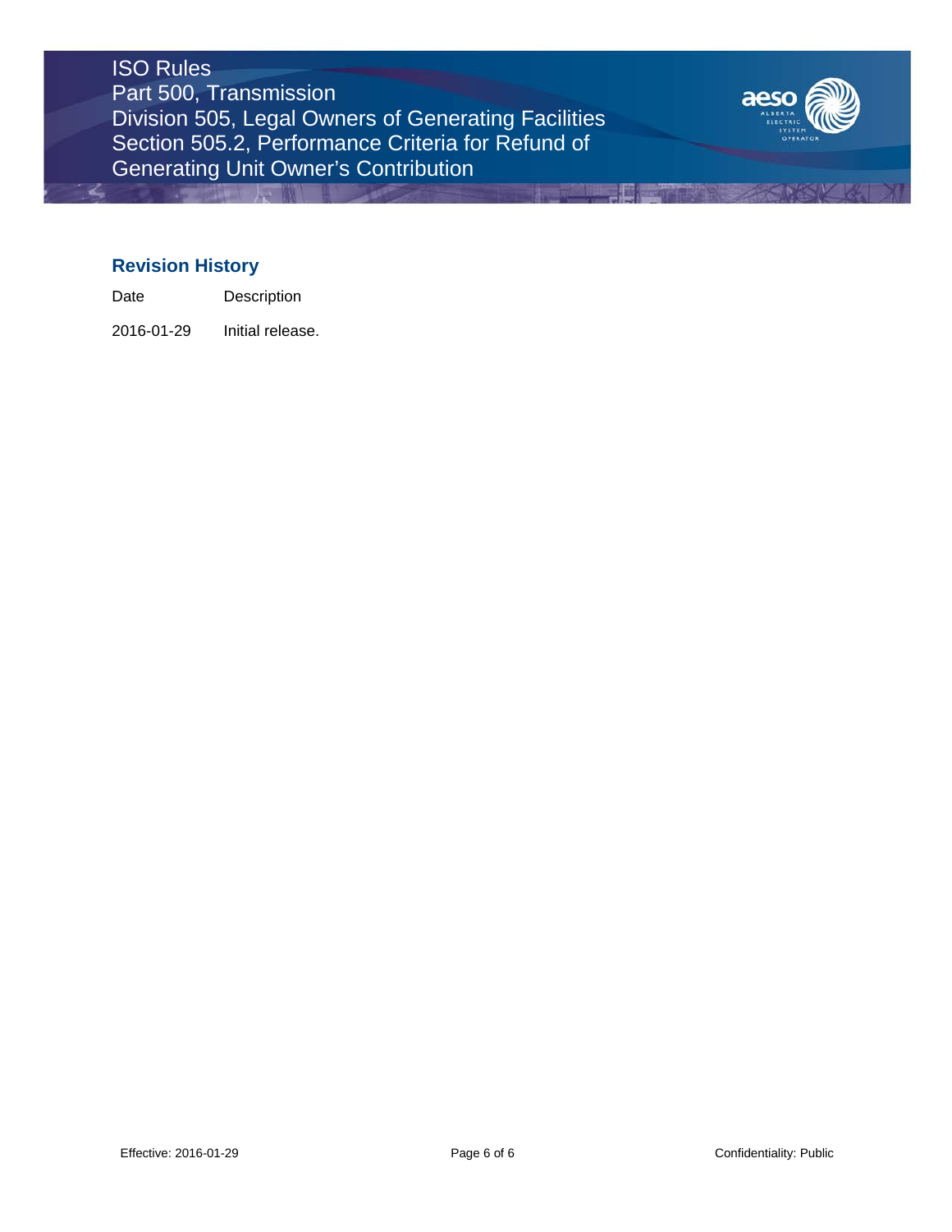## Revision History

| Date | Description |
| --- | --- |
| 2016-01-29 | Initial release. |